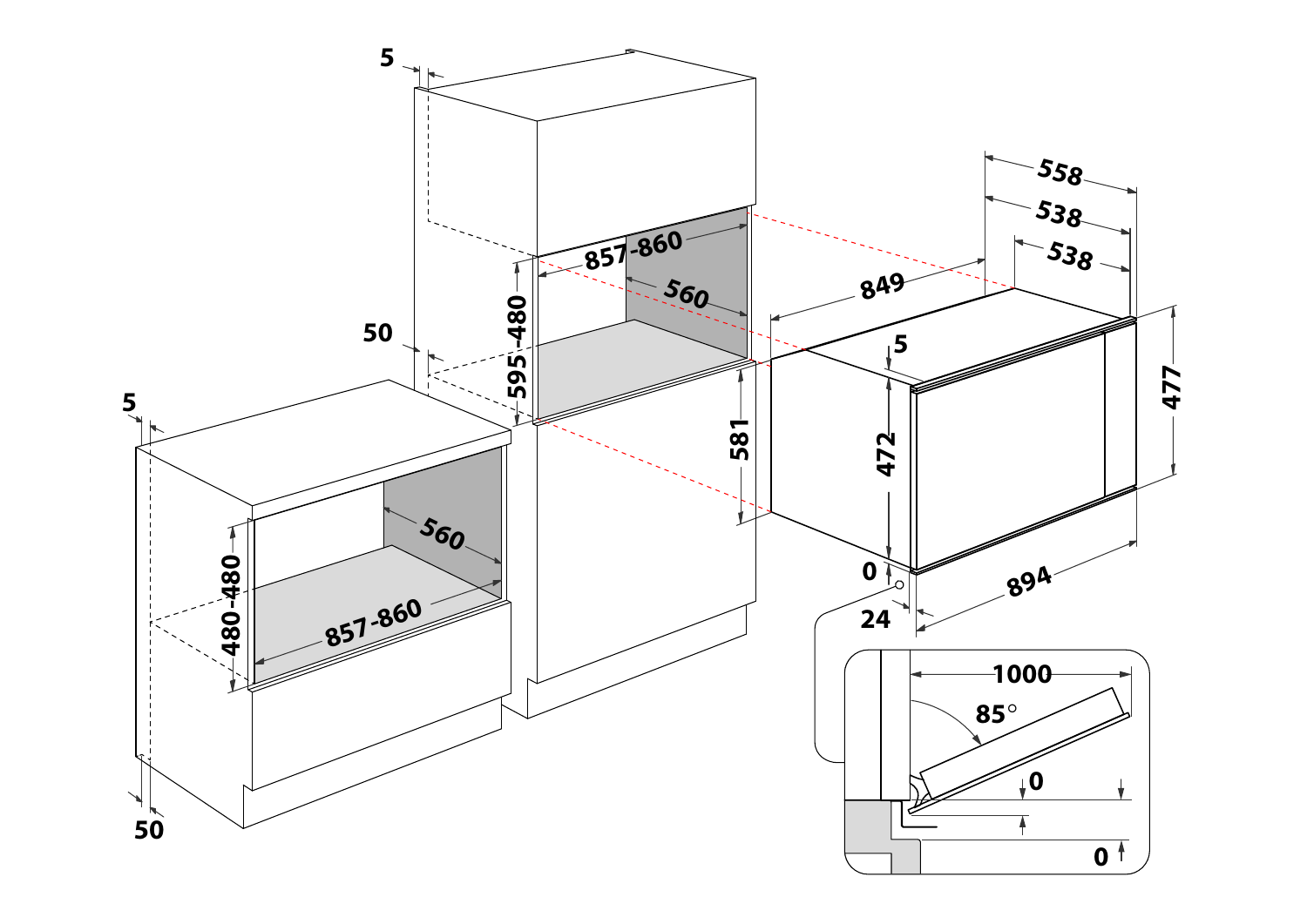5

50

5

50

857-860

560

595-480

581

480-480

560

857-860

849

558

538

538

5

472

477

894

0

24

1000

85°

0

0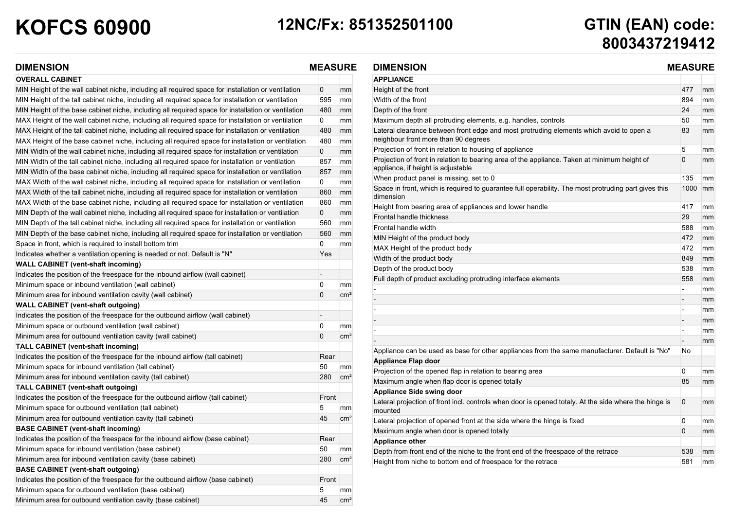# KOFCS 60900

## 12NC/Fx: 851352501100

## GTIN (EAN) code: 8003437219412

| DIMENSION | MEASURE | |
|---|---|---|
| **OVERALL CABINET** | | |
| MIN Height of the wall cabinet niche, including all required space for installation or ventilation | 0 | mm |
| MIN Height of the tall cabinet niche, including all required space for installation or ventilation | 595 | mm |
| MIN Height of the base cabinet niche, including all required space for installation or ventilation | 480 | mm |
| MAX Height of the wall cabinet niche, including all required space for installation or ventilation | 0 | mm |
| MAX Height of the tall cabinet niche, including all required space for installation or ventilation | 480 | mm |
| MAX Height of the base cabinet niche, including all required space for installation or ventilation | 480 | mm |
| MIN Width of the wall cabinet niche, including all required space for installation or ventilation | 0 | mm |
| MIN Width of the tall cabinet niche, including all required space for installation or ventilation | 857 | mm |
| MIN Width of the base cabinet niche, including all required space for installation or ventilation | 857 | mm |
| MAX Width of the wall cabinet niche, including all required space for installation or ventilation | 0 | mm |
| MAX Width of the tall cabinet niche, including all required space for installation or ventilation | 860 | mm |
| MAX Width of the base cabinet niche, including all required space for installation or ventilation | 860 | mm |
| MIN Depth of the wall cabinet niche, including all required space for installation or ventilation | 0 | mm |
| MIN Depth of the tall cabinet niche, including all required space for installation or ventilation | 560 | mm |
| MIN Depth of the base cabinet niche, including all required space for installation or ventilation | 560 | mm |
| Space in front, which is required to install bottom trim | 0 | mm |
| Indicates whether a ventilation opening is needed or not. Default is "N" | Yes | |
| **WALL CABINET (vent-shaft incoming)** | | |
| Indicates the position of the freespace for the inbound airflow (wall cabinet) | - | |
| Minimum space or inbound ventilation (wall cabinet) | 0 | mm |
| Minimum area for inbound ventilation cavity (wall cabinet) | 0 | cm² |
| **WALL CABINET (vent-shaft outgoing)** | | |
| Indicates the position of the freespace for the outbound airflow (wall cabinet) | - | |
| Minimum space or outbound ventilation (wall cabinet) | 0 | mm |
| Minimum area for outbound ventilation cavity (wall cabinet) | 0 | cm² |
| **TALL CABINET (vent-shaft incoming)** | | |
| Indicates the position of the freespace for the inbound airflow (tall cabinet) | Rear | |
| Minimum space for inbound ventilation (tall cabinet) | 50 | mm |
| Minimum area for inbound ventilation cavity (tall cabinet) | 280 | cm² |
| **TALL CABINET (vent-shaft outgoing)** | | |
| Indicates the position of the freespace for the outbound airflow (tall cabinet) | Front | |
| Minimum space for outbound ventilation (tall cabinet) | 5 | mm |
| Minimum area for outbound ventilation cavity (tall cabinet) | 45 | cm² |
| **BASE CABINET (vent-shaft incoming)** | | |
| Indicates the position of the freespace for the inbound airflow (base cabinet) | Rear | |
| Minimum space for inbound ventilation (base cabinet) | 50 | mm |
| Minimum area for inbound ventilation cavity (base cabinet) | 280 | cm² |
| **BASE CABINET (vent-shaft outgoing)** | | |
| Indicates the position of the freespace for the outbound airflow (base cabinet) | Front | |
| Minimum space for outbound ventilation (base cabinet) | 5 | mm |
| Minimum area for outbound ventilation cavity (base cabinet) | 45 | cm² |

| DIMENSION | MEASURE | |
|---|---|---|
| **APPLIANCE** | | |
| Height of the front | 477 | mm |
| Width of the front | 894 | mm |
| Depth of the front | 24 | mm |
| Maximum depth all protruding elements, e.g. handles, controls | 50 | mm |
| Lateral clearance between front edge and most protruding elements which avoid to open a neighbour front more than 90 degrees | 83 | mm |
| Projection of front in relation to housing of appliance | 5 | mm |
| Projection of front in relation to bearing area of the appliance. Taken at minimum height of appliance, if height is adjustable | 0 | mm |
| When product panel is missing, set to 0 | 135 | mm |
| Space in front, which is required to guarantee full operability. The most protruding part gives this dimension | 1000 | mm |
| Height from bearing area of appliances and lower handle | 417 | mm |
| Frontal handle thickness | 29 | mm |
| Frontal handle width | 588 | mm |
| MIN Height of the product body | 472 | mm |
| MAX Height of the product body | 472 | mm |
| Width of the product body | 849 | mm |
| Depth of the product body | 538 | mm |
| Full depth of product excluding protruding interface elements | 558 | mm |
| - | - | mm |
| - | - | mm |
| - | - | mm |
| - | - | mm |
| - | - | mm |
| - | - | mm |
| Appliance can be used as base for other appliances from the same manufacturer. Default is "No" | No | |
| **Appliance Flap door** | | |
| Projection of the opened flap in relation to bearing area | 0 | mm |
| Maximum angle when flap door is opened totally | 85 | mm |
| **Appliance Side swing door** | | |
| Lateral projection of front incl. controls when door is opened totaly. At the side where the hinge is mounted | 0 | mm |
| Lateral projection of opened front at the side where the hinge is fixed | 0 | mm |
| Maximum angle when door is opened totally | 0 | mm |
| **Appliance other** | | |
| Depth from front end of the niche to the front end of the freespace for the retrace | 538 | mm |
| Height from niche to bottom end of freespace for the retrace | 581 | mm |